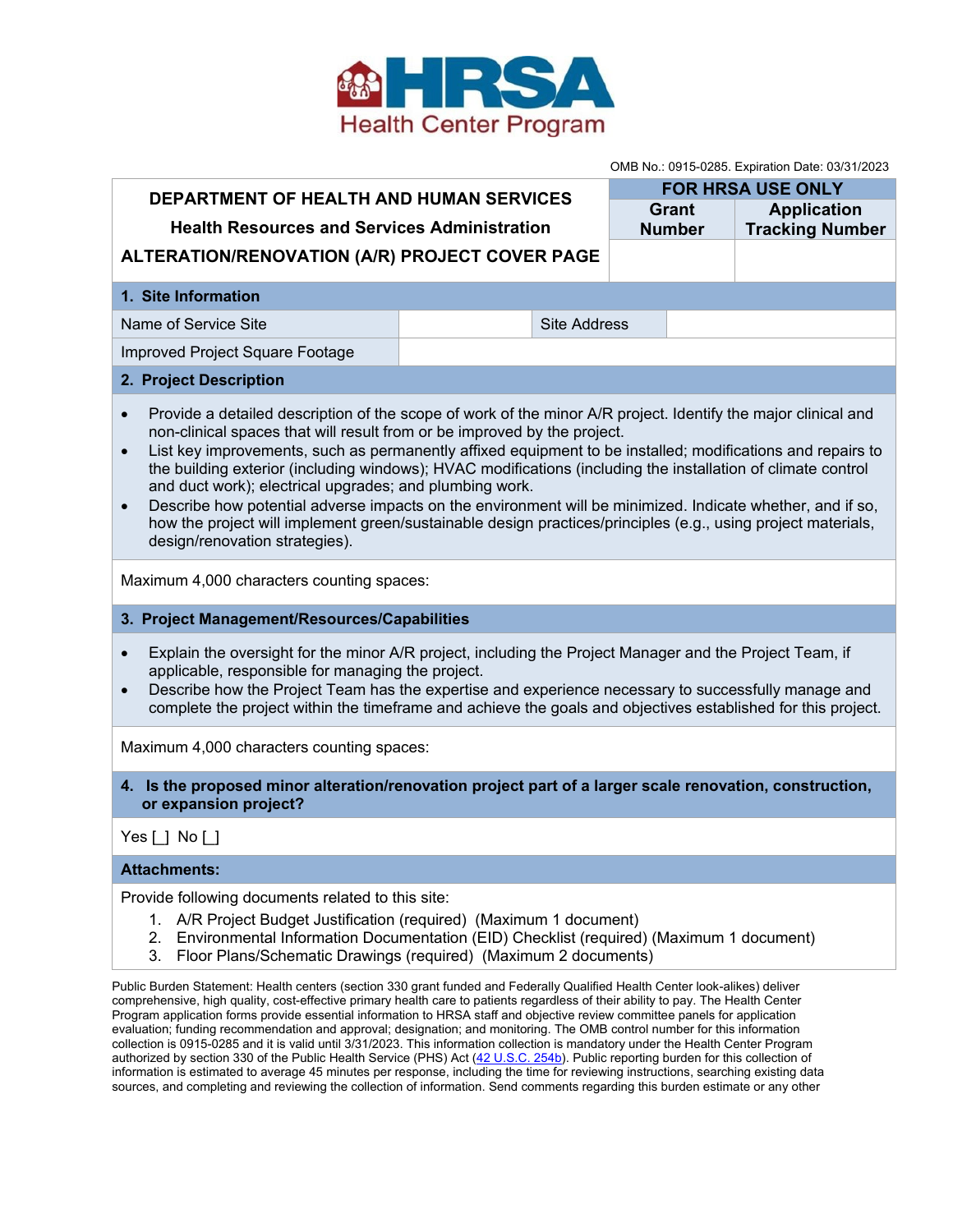HRSA Health Center Program

OMB No.: 0915-0285. Expiration Date: 03/31/2023

| DEPARTMENT OF HEALTH AND HUMAN SERVICES | FOR HRSA USE ONLY | |
|---|---|---|
| Health Resources and Services Administration | Grant Number | Application Tracking Number |
| ALTERATION/RENOVATION (A/R) PROJECT COVER PAGE | | |

## 1. Site Information

| Name of Service Site | | Site Address | |
|---|---|---|---|
| Improved Project Square Footage | | | |

## 2. Project Description

- Provide a detailed description of the scope of work of the minor A/R project. Identify the major clinical and non-clinical spaces that will result from or be improved by the project.
- List key improvements, such as permanently affixed equipment to be installed; modifications and repairs to the building exterior (including windows); HVAC modifications (including the installation of climate control and duct work); electrical upgrades; and plumbing work.
- Describe how potential adverse impacts on the environment will be minimized. Indicate whether, and if so, how the project will implement green/sustainable design practices/principles (e.g., using project materials, design/renovation strategies).

Maximum 4,000 characters counting spaces:

## 3. Project Management/Resources/Capabilities

- Explain the oversight for the minor A/R project, including the Project Manager and the Project Team, if applicable, responsible for managing the project.
- Describe how the Project Team has the expertise and experience necessary to successfully manage and complete the project within the timeframe and achieve the goals and objectives established for this project.

Maximum 4,000 characters counting spaces:

## 4. Is the proposed minor alteration/renovation project part of a larger scale renovation, construction, or expansion project?

Yes [ ] No [ ]

## Attachments:

Provide following documents related to this site:

1. A/R Project Budget Justification (required) (Maximum 1 document)
2. Environmental Information Documentation (EID) Checklist (required) (Maximum 1 document)
3. Floor Plans/Schematic Drawings (required) (Maximum 2 documents)

Public Burden Statement: Health centers (section 330 grant funded and Federally Qualified Health Center look-alikes) deliver comprehensive, high quality, cost-effective primary health care to patients regardless of their ability to pay. The Health Center Program application forms provide essential information to HRSA staff and objective review committee panels for application evaluation; funding recommendation and approval; designation; and monitoring. The OMB control number for this information collection is 0915-0285 and it is valid until 3/31/2023. This information collection is mandatory under the Health Center Program authorized by section 330 of the Public Health Service (PHS) Act (42 U.S.C. 254b). Public reporting burden for this collection of information is estimated to average 45 minutes per response, including the time for reviewing instructions, searching existing data sources, and completing and reviewing the collection of information. Send comments regarding this burden estimate or any other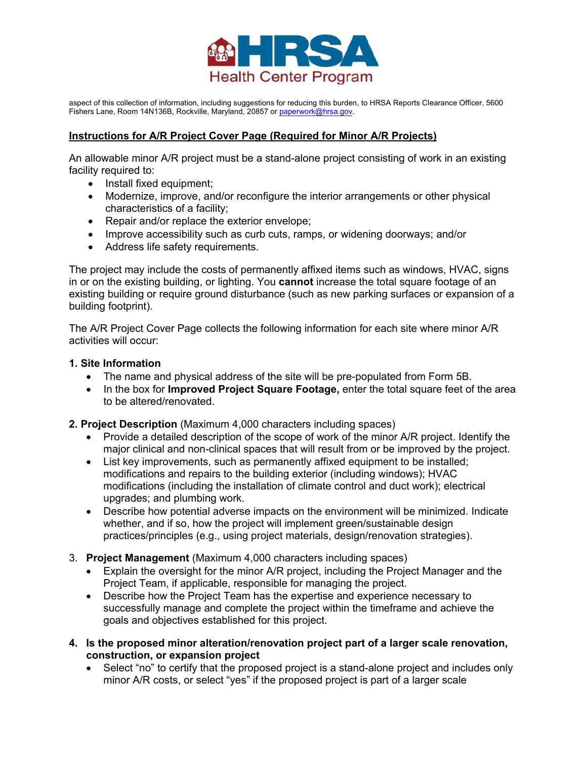aspect of this collection of information, including suggestions for reducing this burden, to HRSA Reports Clearance Officer, 5600 Fishers Lane, Room 14N136B, Rockville, Maryland, 20857 or paperwork@hrsa.gov.

## Instructions for A/R Project Cover Page (Required for Minor A/R Projects)

An allowable minor A/R project must be a stand-alone project consisting of work in an existing facility required to:

- Install fixed equipment;
- Modernize, improve, and/or reconfigure the interior arrangements or other physical characteristics of a facility;
- Repair and/or replace the exterior envelope;
- Improve accessibility such as curb cuts, ramps, or widening doorways; and/or
- Address life safety requirements.

The project may include the costs of permanently affixed items such as windows, HVAC, signs in or on the existing building, or lighting. You **cannot** increase the total square footage of an existing building or require ground disturbance (such as new parking surfaces or expansion of a building footprint).

The A/R Project Cover Page collects the following information for each site where minor A/R activities will occur:

**1. Site Information**

- The name and physical address of the site will be pre-populated from Form 5B.
- In the box for **Improved Project Square Footage,** enter the total square feet of the area to be altered/renovated.

**2. Project Description** (Maximum 4,000 characters including spaces)

- Provide a detailed description of the scope of work of the minor A/R project. Identify the major clinical and non-clinical spaces that will result from or be improved by the project.
- List key improvements, such as permanently affixed equipment to be installed; modifications and repairs to the building exterior (including windows); HVAC modifications (including the installation of climate control and duct work); electrical upgrades; and plumbing work.
- Describe how potential adverse impacts on the environment will be minimized. Indicate whether, and if so, how the project will implement green/sustainable design practices/principles (e.g., using project materials, design/renovation strategies).

3. **Project Management** (Maximum 4,000 characters including spaces)

- Explain the oversight for the minor A/R project, including the Project Manager and the Project Team, if applicable, responsible for managing the project.
- Describe how the Project Team has the expertise and experience necessary to successfully manage and complete the project within the timeframe and achieve the goals and objectives established for this project.

**4. Is the proposed minor alteration/renovation project part of a larger scale renovation, construction, or expansion project**

- Select "no" to certify that the proposed project is a stand-alone project and includes only minor A/R costs, or select "yes" if the proposed project is part of a larger scale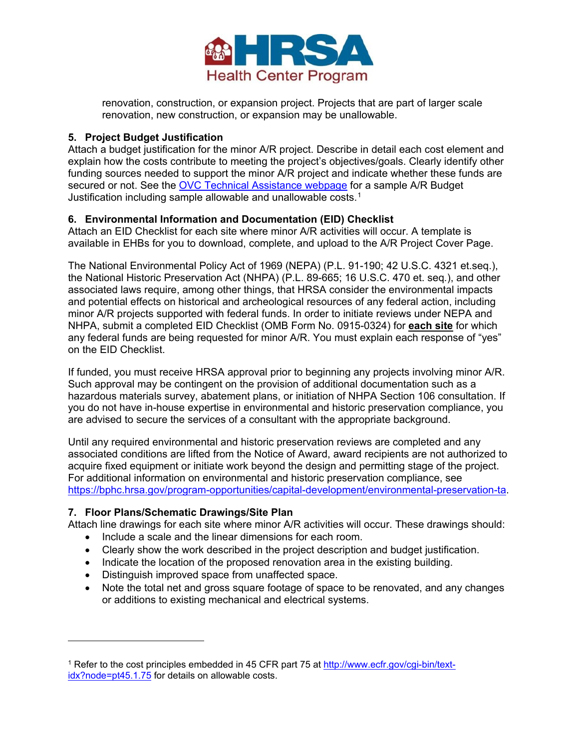renovation, construction, or expansion project. Projects that are part of larger scale renovation, new construction, or expansion may be unallowable.

**5. Project Budget Justification**

Attach a budget justification for the minor A/R project. Describe in detail each cost element and explain how the costs contribute to meeting the project's objectives/goals. Clearly identify other funding sources needed to support the minor A/R project and indicate whether these funds are secured or not. See the [OVC Technical Assistance webpage]() for a sample A/R Budget Justification including sample allowable and unallowable costs.[1]

**6. Environmental Information and Documentation (EID) Checklist**

Attach an EID Checklist for each site where minor A/R activities will occur. A template is available in EHBs for you to download, complete, and upload to the A/R Project Cover Page.

The National Environmental Policy Act of 1969 (NEPA) (P.L. 91-190; 42 U.S.C. 4321 et.seq.), the National Historic Preservation Act (NHPA) (P.L. 89-665; 16 U.S.C. 470 et. seq.), and other associated laws require, among other things, that HRSA consider the environmental impacts and potential effects on historical and archeological resources of any federal action, including minor A/R projects supported with federal funds. In order to initiate reviews under NEPA and NHPA, submit a completed EID Checklist (OMB Form No. 0915-0324) for **each site** for which any federal funds are being requested for minor A/R. You must explain each response of "yes" on the EID Checklist.

If funded, you must receive HRSA approval prior to beginning any projects involving minor A/R. Such approval may be contingent on the provision of additional documentation such as a hazardous materials survey, abatement plans, or initiation of NHPA Section 106 consultation. If you do not have in-house expertise in environmental and historic preservation compliance, you are advised to secure the services of a consultant with the appropriate background.

Until any required environmental and historic preservation reviews are completed and any associated conditions are lifted from the Notice of Award, award recipients are not authorized to acquire fixed equipment or initiate work beyond the design and permitting stage of the project. For additional information on environmental and historic preservation compliance, see https://bphc.hrsa.gov/program-opportunities/capital-development/environmental-preservation-ta.

**7. Floor Plans/Schematic Drawings/Site Plan**

Attach line drawings for each site where minor A/R activities will occur. These drawings should:

- Include a scale and the linear dimensions for each room.
- Clearly show the work described in the project description and budget justification.
- Indicate the location of the proposed renovation area in the existing building.
- Distinguish improved space from unaffected space.
- Note the total net and gross square footage of space to be renovated, and any changes or additions to existing mechanical and electrical systems.

---

[1] Refer to the cost principles embedded in 45 CFR part 75 at http://www.ecfr.gov/cgi-bin/text-idx?node=pt45.1.75 for details on allowable costs.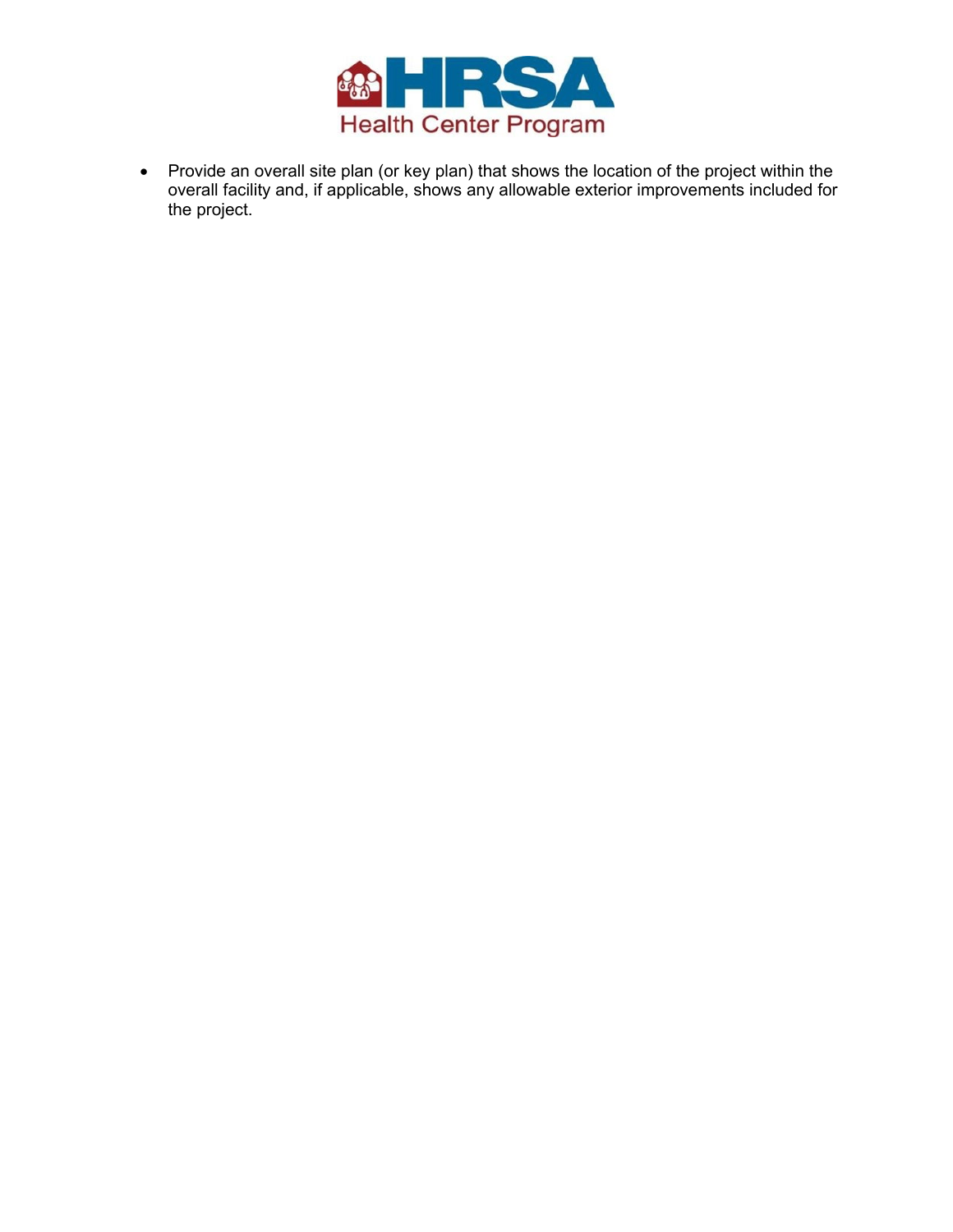- Provide an overall site plan (or key plan) that shows the location of the project within the overall facility and, if applicable, shows any allowable exterior improvements included for the project.